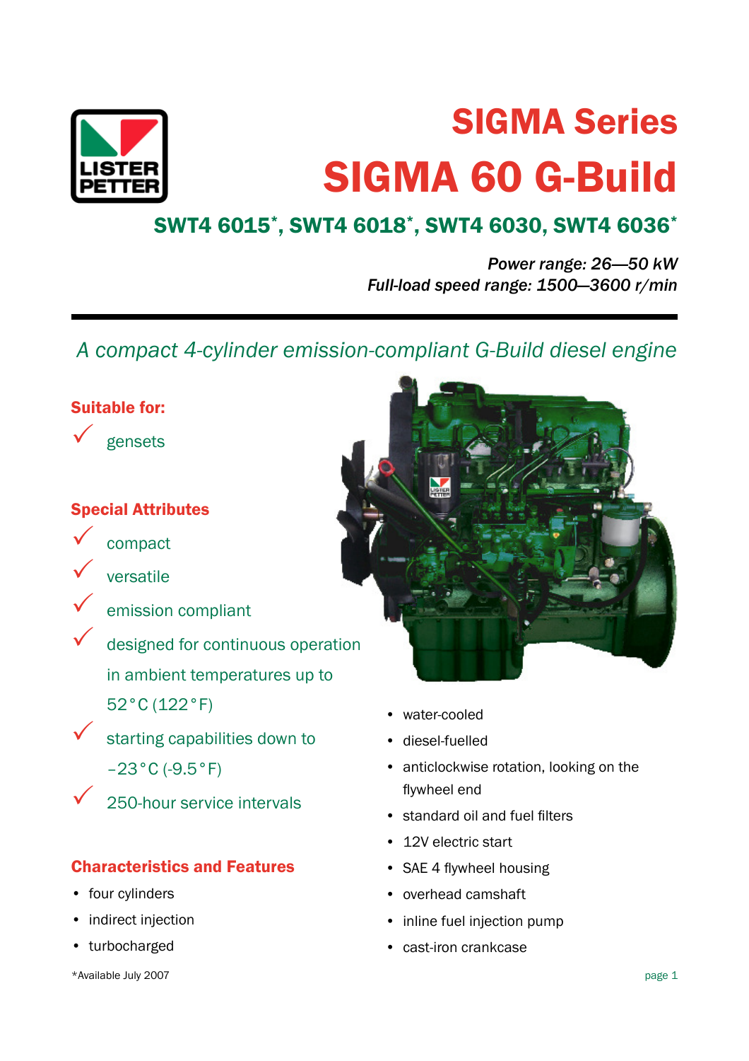# SIGMA Series

# SIGMA 60 G-Build

## SWT4 6015*, SWT4 6018*, SWT4 6030, SWT4 6036*

*Power range: 26—50 kW*
*Full-load speed range: 1500—3600 r/min*

---

*A compact 4-cylinder emission-compliant G-Build diesel engine*

### Suitable for:

- ✓ gensets

### Special Attributes

- ✓ compact
- ✓ versatile
- ✓ emission compliant
- ✓ designed for continuous operation in ambient temperatures up to 52°C (122°F)
- ✓ starting capabilities down to –23°C (-9.5°F)
- ✓ 250-hour service intervals

### Characteristics and Features

- four cylinders
- indirect injection
- turbocharged
- water-cooled
- diesel-fuelled
- anticlockwise rotation, looking on the flywheel end
- standard oil and fuel filters
- 12V electric start
- SAE 4 flywheel housing
- overhead camshaft
- inline fuel injection pump
- cast-iron crankcase

*Available July 2007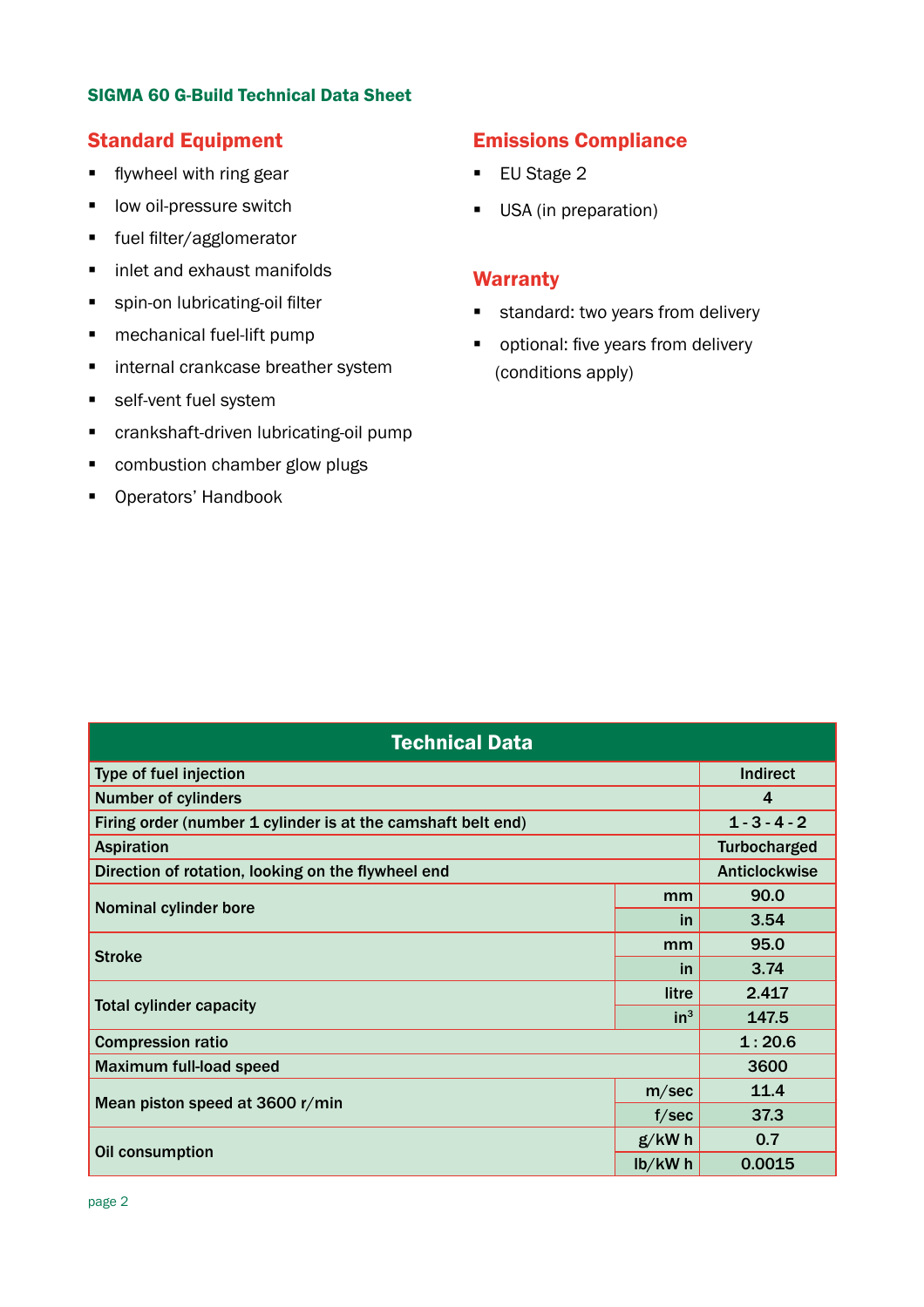**SIGMA 60 G-Build Technical Data Sheet**

## Standard Equipment

- flywheel with ring gear
- low oil-pressure switch
- fuel filter/agglomerator
- inlet and exhaust manifolds
- spin-on lubricating-oil filter
- mechanical fuel-lift pump
- internal crankcase breather system
- self-vent fuel system
- crankshaft-driven lubricating-oil pump
- combustion chamber glow plugs
- Operators' Handbook

## Emissions Compliance

- EU Stage 2
- USA (in preparation)

## Warranty

- standard: two years from delivery
- optional: five years from delivery (conditions apply)

| Technical Data | | |
|---|---|---|
| Type of fuel injection | | Indirect |
| Number of cylinders | | 4 |
| Firing order (number 1 cylinder is at the camshaft belt end) | | 1 - 3 - 4 - 2 |
| Aspiration | | Turbocharged |
| Direction of rotation, looking on the flywheel end | | Anticlockwise |
| Nominal cylinder bore | mm | 90.0 |
| | in | 3.54 |
| Stroke | mm | 95.0 |
| | in | 3.74 |
| Total cylinder capacity | litre | 2.417 |
| | $in^3$ | 147.5 |
| Compression ratio | | 1 : 20.6 |
| Maximum full-load speed | | 3600 |
| Mean piston speed at 3600 r/min | m/sec | 11.4 |
| | f/sec | 37.3 |
| Oil consumption | g/kW h | 0.7 |
| | lb/kW h | 0.0015 |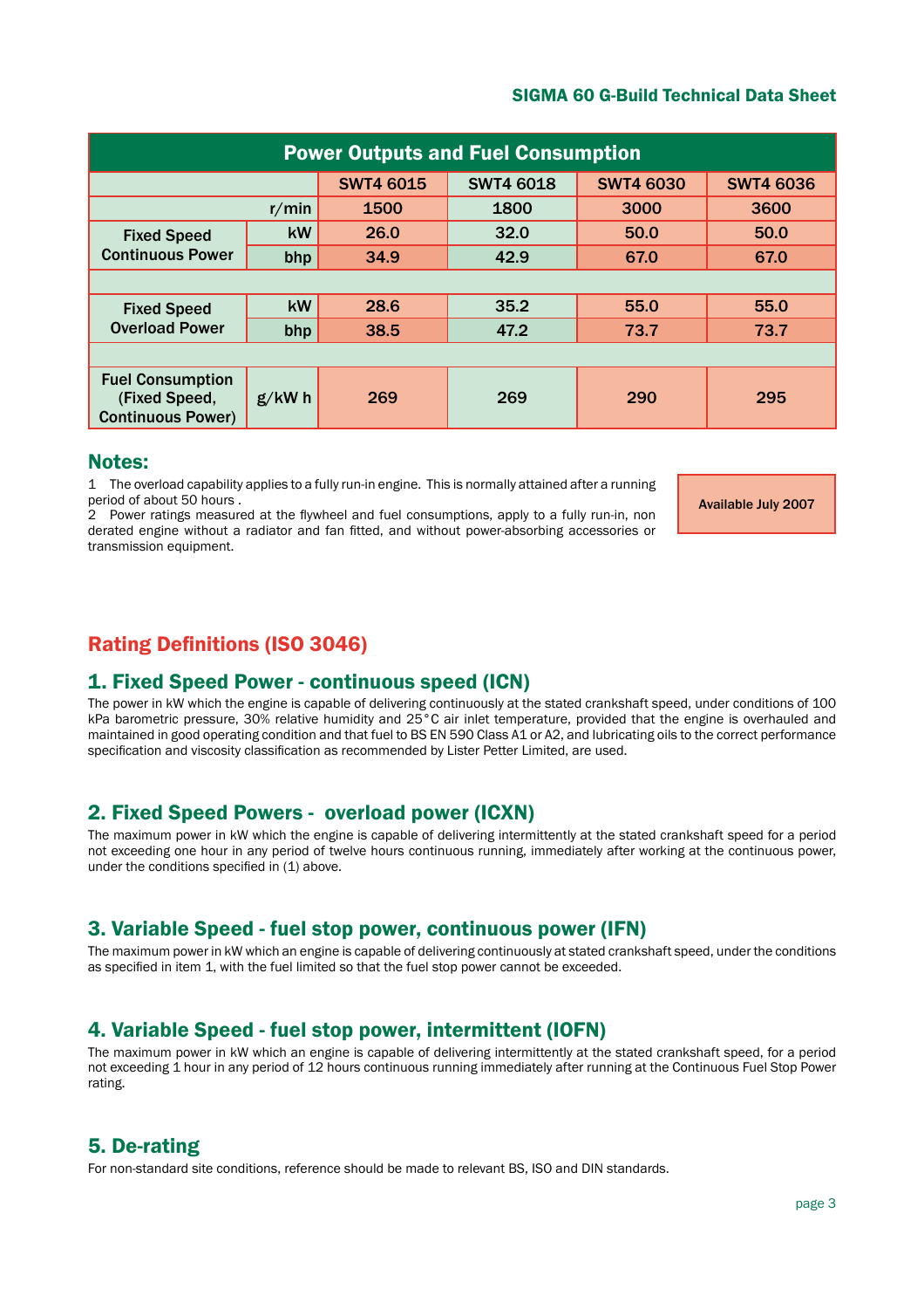# Power Outputs and Fuel Consumption

| | | SWT4 6015 | SWT4 6018 | SWT4 6030 | SWT4 6036 |
|---|---|---|---|---|---|
| | r/min | 1500 | 1800 | 3000 | 3600 |
| Fixed Speed Continuous Power | kW | 26.0 | 32.0 | 50.0 | 50.0 |
| | bhp | 34.9 | 42.9 | 67.0 | 67.0 |
| | | | | | |
| Fixed Speed Overload Power | kW | 28.6 | 35.2 | 55.0 | 55.0 |
| | bhp | 38.5 | 47.2 | 73.7 | 73.7 |
| | | | | | |
| Fuel Consumption (Fixed Speed, Continuous Power) | g/kW h | 269 | 269 | 290 | 295 |

## Notes:

1 The overload capability applies to a fully run-in engine. This is normally attained after a running period of about 50 hours .

2 Power ratings measured at the flywheel and fuel consumptions, apply to a fully run-in, non derated engine without a radiator and fan fitted, and without power-absorbing accessories or transmission equipment.

Available July 2007

## Rating Definitions (ISO 3046)

### 1. Fixed Speed Power - continuous speed (ICN)

The power in kW which the engine is capable of delivering continuously at the stated crankshaft speed, under conditions of 100 kPa barometric pressure, 30% relative humidity and 25°C air inlet temperature, provided that the engine is overhauled and maintained in good operating condition and that fuel to BS EN 590 Class A1 or A2, and lubricating oils to the correct performance specification and viscosity classification as recommended by Lister Petter Limited, are used.

### 2. Fixed Speed Powers - overload power (ICXN)

The maximum power in kW which the engine is capable of delivering intermittently at the stated crankshaft speed for a period not exceeding one hour in any period of twelve hours continuous running, immediately after working at the continuous power, under the conditions specified in (1) above.

### 3. Variable Speed - fuel stop power, continuous power (IFN)

The maximum power in kW which an engine is capable of delivering continuously at stated crankshaft speed, under the conditions as specified in item 1, with the fuel limited so that the fuel stop power cannot be exceeded.

### 4. Variable Speed - fuel stop power, intermittent (IOFN)

The maximum power in kW which an engine is capable of delivering intermittently at the stated crankshaft speed, for a period not exceeding 1 hour in any period of 12 hours continuous running immediately after running at the Continuous Fuel Stop Power rating.

### 5. De-rating

For non-standard site conditions, reference should be made to relevant BS, ISO and DIN standards.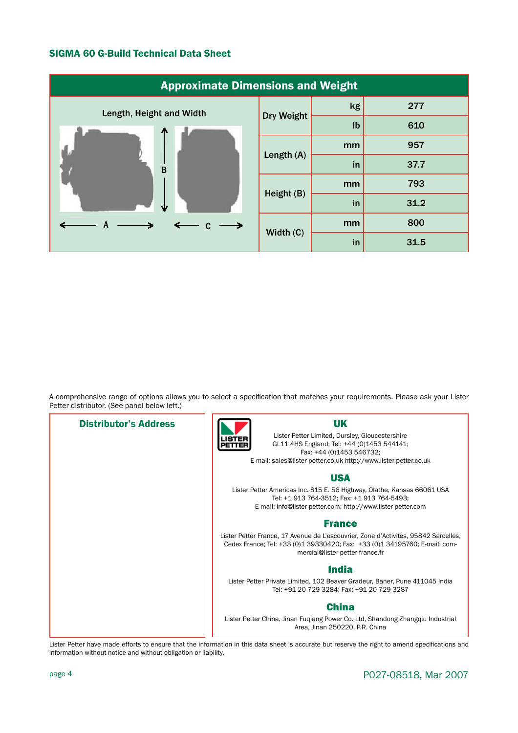SIGMA 60 G-Build Technical Data Sheet

## Approximate Dimensions and Weight

Length, Height and Width

B

A

C

| | | |
|---|---|---|
| Dry Weight | kg | 277 |
| | lb | 610 |
| Length (A) | mm | 957 |
| | in | 37.7 |
| Height (B) | mm | 793 |
| | in | 31.2 |
| Width (C) | mm | 800 |
| | in | 31.5 |

A comprehensive range of options allows you to select a specification that matches your requirements. Please ask your Lister Petter distributor. (See panel below left.)

### Distributor's Address

LISTER PETTER

### UK

Lister Petter Limited, Dursley, Gloucestershire
GL11 4HS England; Tel: +44 (0)1453 544141;
Fax: +44 (0)1453 546732;
E-mail: sales@lister-petter.co.uk http://www.lister-petter.co.uk

### USA

Lister Petter Americas Inc. 815 E. 56 Highway, Olathe, Kansas 66061 USA
Tel: +1 913 764-3512; Fax: +1 913 764-5493;
E-mail: info@lister-petter.com; http://www.lister-petter.com

### France

Lister Petter France, 17 Avenue de L'escouvrier, Zone d'Activites, 95842 Sarcelles, Cedex France; Tel: +33 (0)1 39330420; Fax: +33 (0)1 34195760; E-mail: commercial@lister-petter-france.fr

### India

Lister Petter Private Limited, 102 Beaver Gradeur, Baner, Pune 411045 India
Tel: +91 20 729 3284; Fax: +91 20 729 3287

### China

Lister Petter China, Jinan Fuqiang Power Co. Ltd, Shandong Zhangqiu Industrial Area, Jinan 250220, P.R. China

Lister Petter have made efforts to ensure that the information in this data sheet is accurate but reserve the right to amend specifications and information without notice and without obligation or liability.

P027-08518, Mar 2007